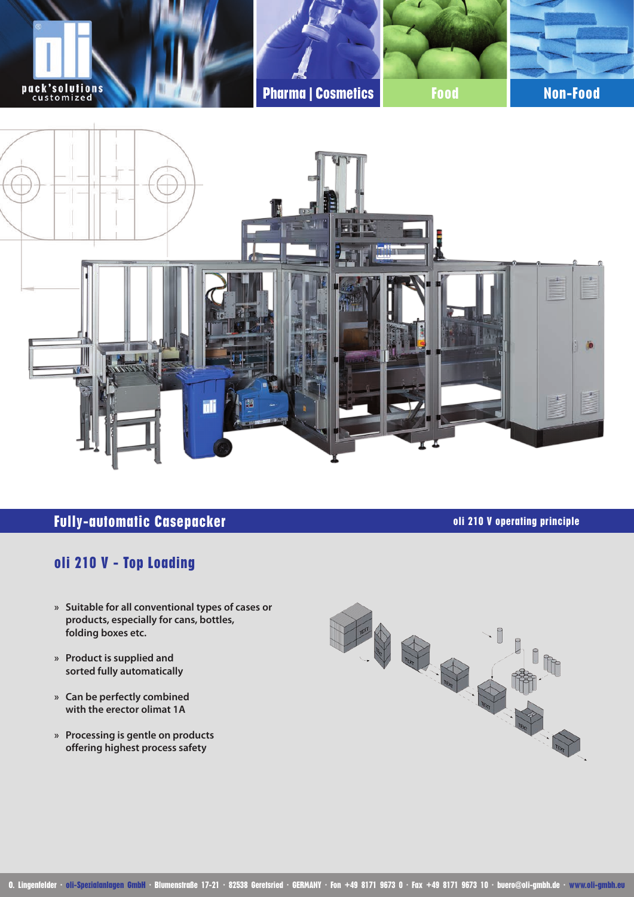pack'solutions customized

Pharma | Cosmetics

Food

Non-Food

## Fully-automatic Casepacker

oli 210 V operating principle

### oli 210 V - Top Loading

- Suitable for all conventional types of cases or products, especially for cans, bottles, folding boxes etc.
- Product is supplied and sorted fully automatically
- Can be perfectly combined with the erector olimat 1A
- Processing is gentle on products offering highest process safety

O. Lingenfelder · oli-Spezialanlagen GmbH · Blumenstraße 17-21 · 82538 Geretsried · GERMANY · Fon +49 8171 9673 0 · Fax +49 8171 9673 10 · buero@oli-gmbh.de · www.oli-gmbh.eu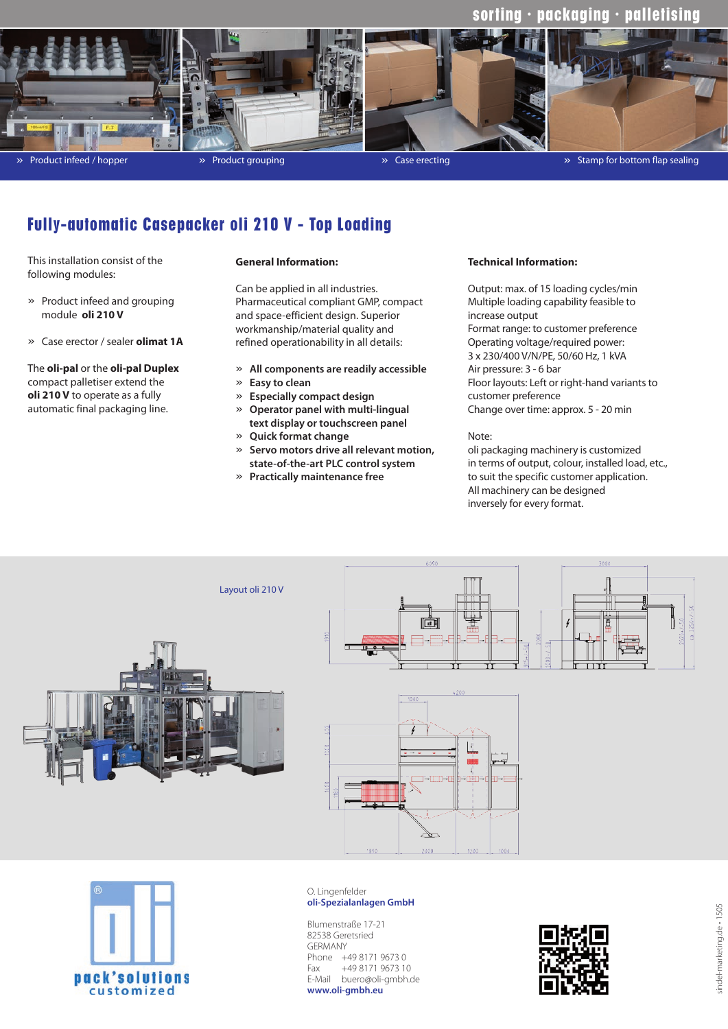sorting · packaging · palletising

» Product infeed / hopper

» Product grouping

» Case erecting

» Stamp for bottom flap sealing

# Fully-automatic Casepacker oli 210 V - Top Loading

This installation consist of the following modules:

- » Product infeed and grouping module **oli 210 V**
- » Case erector / sealer **olimat 1A**

The **oli-pal** or the **oli-pal Duplex** compact palletiser extend the **oli 210 V** to operate as a fully automatic final packaging line.

**General Information:**

Can be applied in all industries. Pharmaceutical compliant GMP, compact and space-efficient design. Superior workmanship/material quality and refined operationability in all details:

- » **All components are readily accessible**
- » **Easy to clean**
- » **Especially compact design**
- » **Operator panel with multi-lingual text display or touchscreen panel**
- » **Quick format change**
- » **Servo motors drive all relevant motion, state-of-the-art PLC control system**
- » **Practically maintenance free**

**Technical Information:**

Output: max. of 15 loading cycles/min
Multiple loading capability feasible to increase output
Format range: to customer preference
Operating voltage/required power:
3 x 230/400 V/N/PE, 50/60 Hz, 1 kVA
Air pressure: 3 - 6 bar
Floor layouts: Left or right-hand variants to customer preference
Change over time: approx. 5 - 20 min

Note:
oli packaging machinery is customized in terms of output, colour, installed load, etc., to suit the specific customer application.
All machinery can be designed inversely for every format.

Layout oli 210 V

pack'solutions customized

O. Lingenfelder
**oli-Spezialanlagen GmbH**

Blumenstraße 17-21
82538 Geretsried
GERMANY
Phone +49 8171 9673 0
Fax +49 8171 9673 10
E-Mail buero@oli-gmbh.de
**www.oli-gmbh.eu**

sindel-marketing.de • 1505